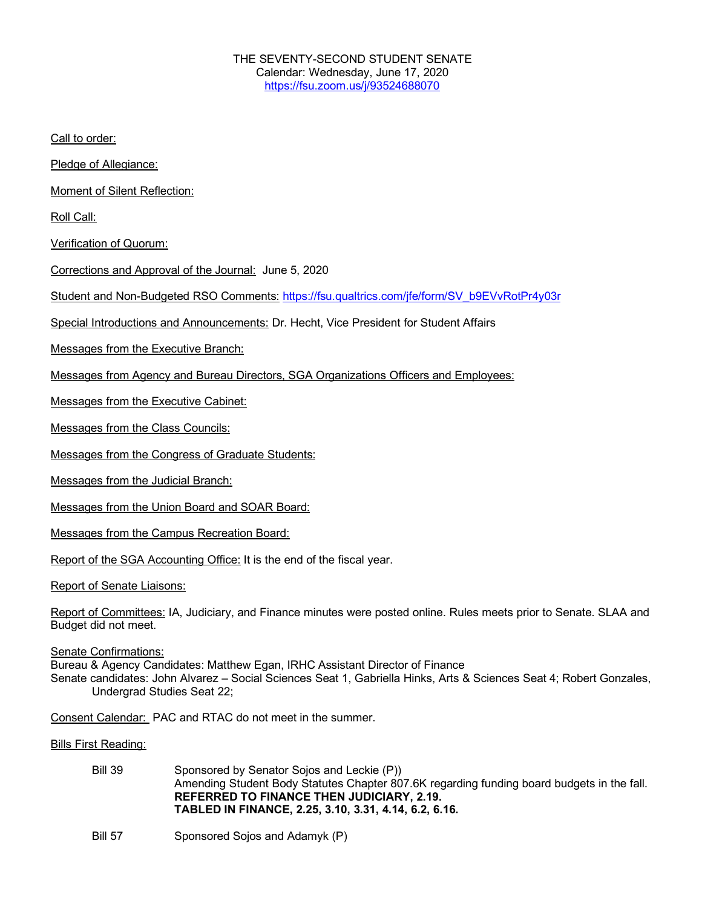THE SEVENTY-SECOND STUDENT SENATE
Calendar: Wednesday, June 17, 2020
https://fsu.zoom.us/j/93524688070

Call to order:

Pledge of Allegiance:

Moment of Silent Reflection:

Roll Call:

Verification of Quorum:

Corrections and Approval of the Journal: June 5, 2020

Student and Non-Budgeted RSO Comments: https://fsu.qualtrics.com/jfe/form/SV_b9EVvRotPr4y03r

Special Introductions and Announcements: Dr. Hecht, Vice President for Student Affairs

Messages from the Executive Branch:

Messages from Agency and Bureau Directors, SGA Organizations Officers and Employees:

Messages from the Executive Cabinet:

Messages from the Class Councils:

Messages from the Congress of Graduate Students:

Messages from the Judicial Branch:

Messages from the Union Board and SOAR Board:

Messages from the Campus Recreation Board:

Report of the SGA Accounting Office: It is the end of the fiscal year.

Report of Senate Liaisons:

Report of Committees: IA, Judiciary, and Finance minutes were posted online. Rules meets prior to Senate. SLAA and Budget did not meet.

Senate Confirmations:
Bureau & Agency Candidates: Matthew Egan, IRHC Assistant Director of Finance
Senate candidates: John Alvarez – Social Sciences Seat 1, Gabriella Hinks, Arts & Sciences Seat 4; Robert Gonzales, Undergrad Studies Seat 22;

Consent Calendar: PAC and RTAC do not meet in the summer.

Bills First Reading:

Bill 39 — Sponsored by Senator Sojos and Leckie (P))
Amending Student Body Statutes Chapter 807.6K regarding funding board budgets in the fall.
**REFERRED TO FINANCE THEN JUDICIARY, 2.19.**
**TABLED IN FINANCE, 2.25, 3.10, 3.31, 4.14, 6.2, 6.16.**

Bill 57 — Sponsored Sojos and Adamyk (P)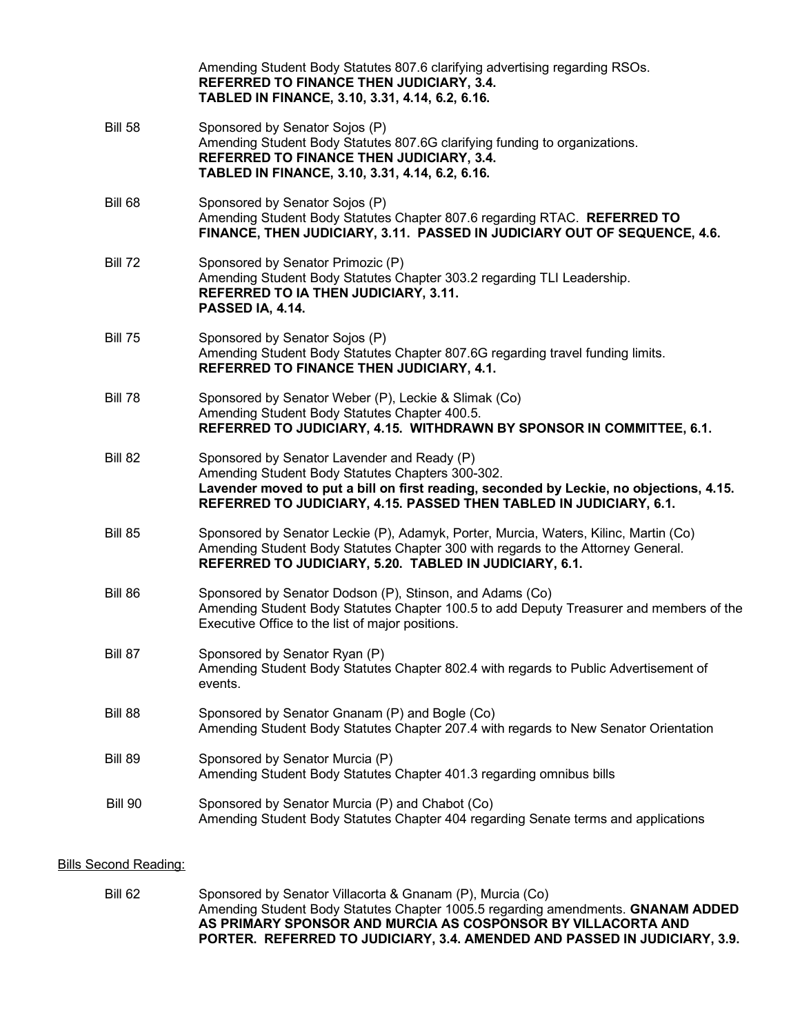Amending Student Body Statutes 807.6 clarifying advertising regarding RSOs.
**REFERRED TO FINANCE THEN JUDICIARY, 3.4.**
**TABLED IN FINANCE, 3.10, 3.31, 4.14, 6.2, 6.16.**

**Bill 58** — Sponsored by Senator Sojos (P)
Amending Student Body Statutes 807.6G clarifying funding to organizations.
**REFERRED TO FINANCE THEN JUDICIARY, 3.4.**
**TABLED IN FINANCE, 3.10, 3.31, 4.14, 6.2, 6.16.**

**Bill 68** — Sponsored by Senator Sojos (P)
Amending Student Body Statutes Chapter 807.6 regarding RTAC. **REFERRED TO FINANCE, THEN JUDICIARY, 3.11. PASSED IN JUDICIARY OUT OF SEQUENCE, 4.6.**

**Bill 72** — Sponsored by Senator Primozic (P)
Amending Student Body Statutes Chapter 303.2 regarding TLI Leadership.
**REFERRED TO IA THEN JUDICIARY, 3.11.**
**PASSED IA, 4.14.**

**Bill 75** — Sponsored by Senator Sojos (P)
Amending Student Body Statutes Chapter 807.6G regarding travel funding limits.
**REFERRED TO FINANCE THEN JUDICIARY, 4.1.**

**Bill 78** — Sponsored by Senator Weber (P), Leckie & Slimak (Co)
Amending Student Body Statutes Chapter 400.5.
**REFERRED TO JUDICIARY, 4.15. WITHDRAWN BY SPONSOR IN COMMITTEE, 6.1.**

**Bill 82** — Sponsored by Senator Lavender and Ready (P)
Amending Student Body Statutes Chapters 300-302.
**Lavender moved to put a bill on first reading, seconded by Leckie, no objections, 4.15.**
**REFERRED TO JUDICIARY, 4.15. PASSED THEN TABLED IN JUDICIARY, 6.1.**

**Bill 85** — Sponsored by Senator Leckie (P), Adamyk, Porter, Murcia, Waters, Kilinc, Martin (Co)
Amending Student Body Statutes Chapter 300 with regards to the Attorney General.
**REFERRED TO JUDICIARY, 5.20. TABLED IN JUDICIARY, 6.1.**

**Bill 86** — Sponsored by Senator Dodson (P), Stinson, and Adams (Co)
Amending Student Body Statutes Chapter 100.5 to add Deputy Treasurer and members of the Executive Office to the list of major positions.

**Bill 87** — Sponsored by Senator Ryan (P)
Amending Student Body Statutes Chapter 802.4 with regards to Public Advertisement of events.

**Bill 88** — Sponsored by Senator Gnanam (P) and Bogle (Co)
Amending Student Body Statutes Chapter 207.4 with regards to New Senator Orientation

**Bill 89** — Sponsored by Senator Murcia (P)
Amending Student Body Statutes Chapter 401.3 regarding omnibus bills

**Bill 90** — Sponsored by Senator Murcia (P) and Chabot (Co)
Amending Student Body Statutes Chapter 404 regarding Senate terms and applications

## Bills Second Reading:

**Bill 62** — Sponsored by Senator Villacorta & Gnanam (P), Murcia (Co)
Amending Student Body Statutes Chapter 1005.5 regarding amendments. **GNANAM ADDED AS PRIMARY SPONSOR AND MURCIA AS COSPONSOR BY VILLACORTA AND PORTER. REFERRED TO JUDICIARY, 3.4. AMENDED AND PASSED IN JUDICIARY, 3.9.**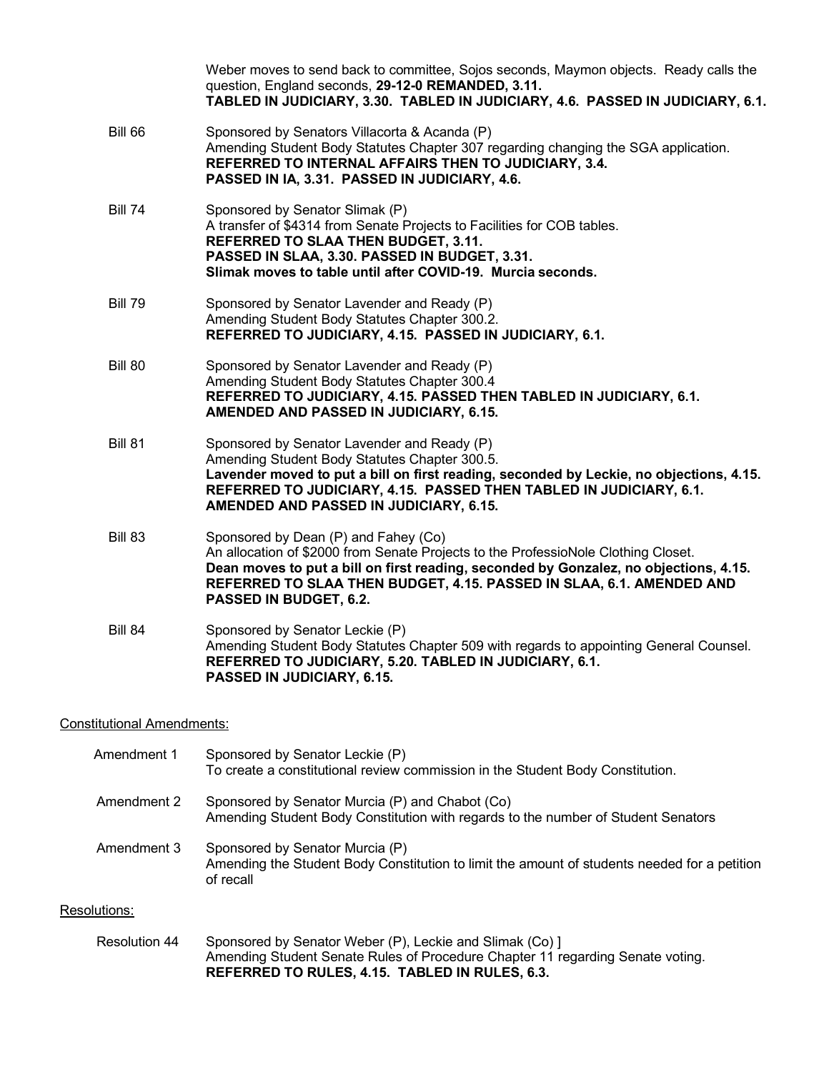Weber moves to send back to committee, Sojos seconds, Maymon objects. Ready calls the question, England seconds, **29-12-0 REMANDED, 3.11.**
**TABLED IN JUDICIARY, 3.30. TABLED IN JUDICIARY, 4.6. PASSED IN JUDICIARY, 6.1.**

Bill 66 — Sponsored by Senators Villacorta & Acanda (P)
Amending Student Body Statutes Chapter 307 regarding changing the SGA application.
**REFERRED TO INTERNAL AFFAIRS THEN TO JUDICIARY, 3.4.**
**PASSED IN IA, 3.31. PASSED IN JUDICIARY, 4.6.**

Bill 74 — Sponsored by Senator Slimak (P)
A transfer of $4314 from Senate Projects to Facilities for COB tables.
**REFERRED TO SLAA THEN BUDGET, 3.11.**
**PASSED IN SLAA, 3.30. PASSED IN BUDGET, 3.31.**
**Slimak moves to table until after COVID-19. Murcia seconds.**

Bill 79 — Sponsored by Senator Lavender and Ready (P)
Amending Student Body Statutes Chapter 300.2.
**REFERRED TO JUDICIARY, 4.15. PASSED IN JUDICIARY, 6.1.**

Bill 80 — Sponsored by Senator Lavender and Ready (P)
Amending Student Body Statutes Chapter 300.4
**REFERRED TO JUDICIARY, 4.15. PASSED THEN TABLED IN JUDICIARY, 6.1.**
**AMENDED AND PASSED IN JUDICIARY, 6.15.**

Bill 81 — Sponsored by Senator Lavender and Ready (P)
Amending Student Body Statutes Chapter 300.5.
**Lavender moved to put a bill on first reading, seconded by Leckie, no objections, 4.15.**
**REFERRED TO JUDICIARY, 4.15. PASSED THEN TABLED IN JUDICIARY, 6.1.**
**AMENDED AND PASSED IN JUDICIARY, 6.15.**

Bill 83 — Sponsored by Dean (P) and Fahey (Co)
An allocation of $2000 from Senate Projects to the ProfessioNole Clothing Closet.
**Dean moves to put a bill on first reading, seconded by Gonzalez, no objections, 4.15.**
**REFERRED TO SLAA THEN BUDGET, 4.15. PASSED IN SLAA, 6.1. AMENDED AND PASSED IN BUDGET, 6.2.**

Bill 84 — Sponsored by Senator Leckie (P)
Amending Student Body Statutes Chapter 509 with regards to appointing General Counsel.
**REFERRED TO JUDICIARY, 5.20. TABLED IN JUDICIARY, 6.1.**
**PASSED IN JUDICIARY, 6.15.**

Constitutional Amendments:

Amendment 1 — Sponsored by Senator Leckie (P)
To create a constitutional review commission in the Student Body Constitution.

Amendment 2 — Sponsored by Senator Murcia (P) and Chabot (Co)
Amending Student Body Constitution with regards to the number of Student Senators

Amendment 3 — Sponsored by Senator Murcia (P)
Amending the Student Body Constitution to limit the amount of students needed for a petition of recall

Resolutions:

Resolution 44 — Sponsored by Senator Weber (P), Leckie and Slimak (Co) ]
Amending Student Senate Rules of Procedure Chapter 11 regarding Senate voting.
**REFERRED TO RULES, 4.15. TABLED IN RULES, 6.3.**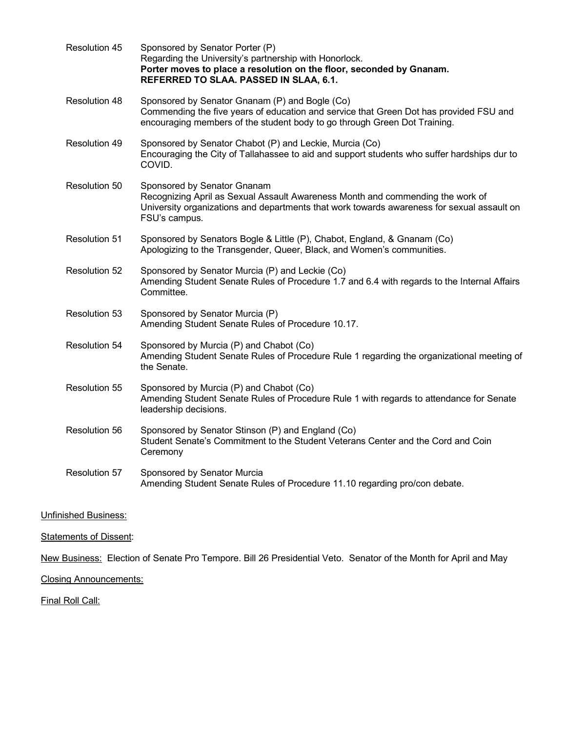Resolution 45 Sponsored by Senator Porter (P)
Regarding the University's partnership with Honorlock.
**Porter moves to place a resolution on the floor, seconded by Gnanam.**
**REFERRED TO SLAA. PASSED IN SLAA, 6.1.**

Resolution 48 Sponsored by Senator Gnanam (P) and Bogle (Co)
Commending the five years of education and service that Green Dot has provided FSU and encouraging members of the student body to go through Green Dot Training.

Resolution 49 Sponsored by Senator Chabot (P) and Leckie, Murcia (Co)
Encouraging the City of Tallahassee to aid and support students who suffer hardships dur to COVID.

Resolution 50 Sponsored by Senator Gnanam
Recognizing April as Sexual Assault Awareness Month and commending the work of University organizations and departments that work towards awareness for sexual assault on FSU's campus.

Resolution 51 Sponsored by Senators Bogle & Little (P), Chabot, England, & Gnanam (Co)
Apologizing to the Transgender, Queer, Black, and Women's communities.

Resolution 52 Sponsored by Senator Murcia (P) and Leckie (Co)
Amending Student Senate Rules of Procedure 1.7 and 6.4 with regards to the Internal Affairs Committee.

Resolution 53 Sponsored by Senator Murcia (P)
Amending Student Senate Rules of Procedure 10.17.

Resolution 54 Sponsored by Murcia (P) and Chabot (Co)
Amending Student Senate Rules of Procedure Rule 1 regarding the organizational meeting of the Senate.

Resolution 55 Sponsored by Murcia (P) and Chabot (Co)
Amending Student Senate Rules of Procedure Rule 1 with regards to attendance for Senate leadership decisions.

Resolution 56 Sponsored by Senator Stinson (P) and England (Co)
Student Senate's Commitment to the Student Veterans Center and the Cord and Coin Ceremony

Resolution 57 Sponsored by Senator Murcia
Amending Student Senate Rules of Procedure 11.10 regarding pro/con debate.

Unfinished Business:

Statements of Dissent:

New Business: Election of Senate Pro Tempore. Bill 26 Presidential Veto. Senator of the Month for April and May

Closing Announcements:

Final Roll Call: